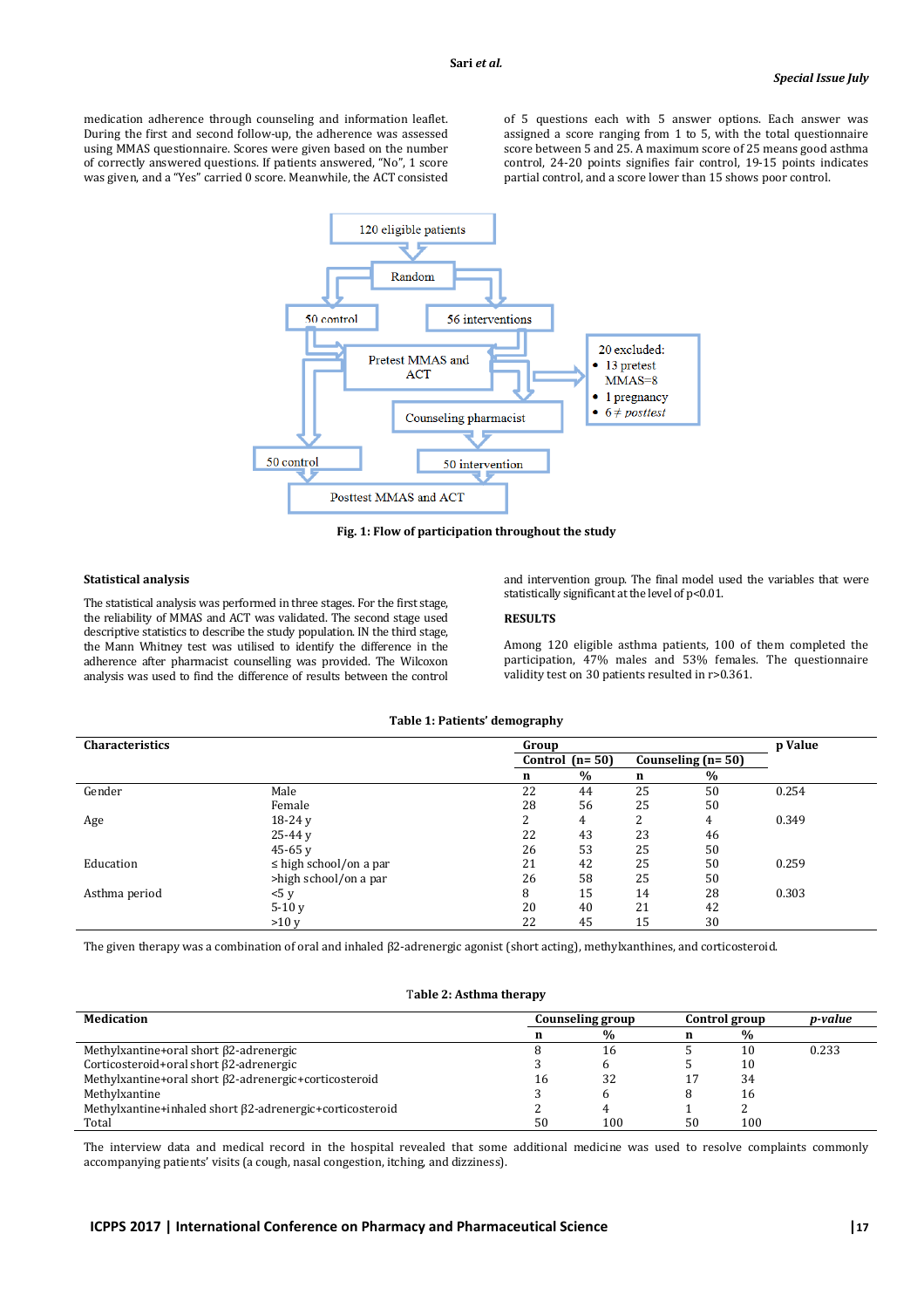medication adherence through counseling and information leaflet. During the first and second follow-up, the adherence was assessed using MMAS questionnaire. Scores were given based on the number of correctly answered questions. If patients answered, "No", 1 score was given, and a "Yes" carried 0 score. Meanwhile, the ACT consisted of 5 questions each with 5 answer options. Each answer was assigned a score ranging from 1 to 5, with the total questionnaire score between 5 and 25. A maximum score of 25 means good asthma control, 24-20 points signifies fair control, 19-15 points indicates partial control, and a score lower than 15 shows poor control.

120 eligible patients → Random → 50 control / 56 interventions → Pretest MMAS and ACT → 20 excluded:
- 13 pretest MMAS=8
- 1 pregnancy
- 6 ≠ posttest

Counseling pharmacist → 50 control / 50 intervention → Posttest MMAS and ACT

**Fig. 1: Flow of participation throughout the study**

### Statistical analysis

The statistical analysis was performed in three stages. For the first stage, the reliability of MMAS and ACT was validated. The second stage used descriptive statistics to describe the study population. IN the third stage, the Mann Whitney test was utilised to identify the difference in the adherence after pharmacist counselling was provided. The Wilcoxon analysis was used to find the difference of results between the control and intervention group. The final model used the variables that were statistically significant at the level of $p<0.01$.

### RESULTS

Among 120 eligible asthma patients, 100 of them completed the participation, 47% males and 53% females. The questionnaire validity test on 30 patients resulted in $r>0.361$.

**Table 1: Patients' demography**

| Characteristics | | Group | | | | p Value |
|---|---|---|---|---|---|---|
| | | Control (n= 50) | | Counseling (n= 50) | | |
| | | n | % | n | % | |
| Gender | Male | 22 | 44 | 25 | 50 | 0.254 |
| | Female | 28 | 56 | 25 | 50 | |
| Age | 18-24 y | 2 | 4 | 2 | 4 | 0.349 |
| | 25-44 y | 22 | 43 | 23 | 46 | |
| | 45-65 y | 26 | 53 | 25 | 50 | |
| Education | ≤ high school/on a par | 21 | 42 | 25 | 50 | 0.259 |
| | >high school/on a par | 26 | 58 | 25 | 50 | |
| Asthma period | <5 y | 8 | 15 | 14 | 28 | 0.303 |
| | 5-10 y | 20 | 40 | 21 | 42 | |
| | >10 y | 22 | 45 | 15 | 30 | |

The given therapy was a combination of oral and inhaled β2-adrenergic agonist (short acting), methylxanthines, and corticosteroid.

**Table 2: Asthma therapy**

| Medication | Counseling group | | Control group | | *p-value* |
|---|---|---|---|---|---|
| | n | % | n | % | |
| Methylxantine+oral short β2-adrenergic | 8 | 16 | 5 | 10 | 0.233 |
| Corticosteroid+oral short β2-adrenergic | 3 | 6 | 5 | 10 | |
| Methylxantine+oral short β2-adrenergic+corticosteroid | 16 | 32 | 17 | 34 | |
| Methylxantine | 3 | 6 | 8 | 16 | |
| Methylxantine+inhaled short β2-adrenergic+corticosteroid | 2 | 4 | 1 | 2 | |
| Total | 50 | 100 | 50 | 100 | |

The interview data and medical record in the hospital revealed that some additional medicine was used to resolve complaints commonly accompanying patients' visits (a cough, nasal congestion, itching, and dizziness).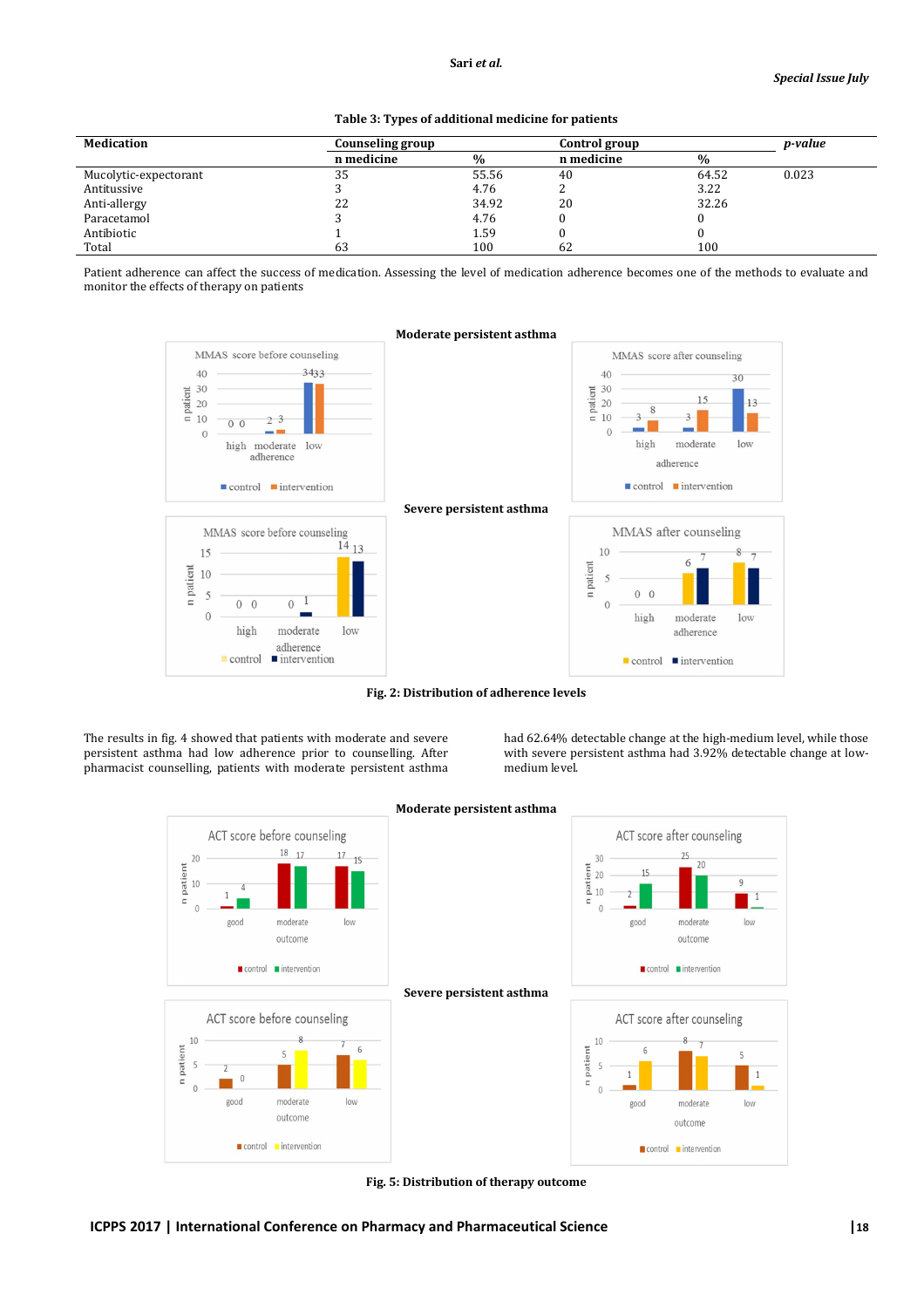Table 3: Types of additional medicine for patients

| Medication | Counseling group | | Control group | | *p-value* |
|---|---|---|---|---|---|
| | n medicine | % | n medicine | % | |
| Mucolytic-expectorant | 35 | 55.56 | 40 | 64.52 | 0.023 |
| Antitussive | 3 | 4.76 | 2 | 3.22 | |
| Anti-allergy | 22 | 34.92 | 20 | 32.26 | |
| Paracetamol | 3 | 4.76 | 0 | 0 | |
| Antibiotic | 1 | 1.59 | 0 | 0 | |
| Total | 63 | 100 | 62 | 100 | |

Patient adherence can affect the success of medication. Assessing the level of medication adherence becomes one of the methods to evaluate and monitor the effects of therapy on patients

**Fig. 2: Distribution of adherence levels**

The results in fig. 4 showed that patients with moderate and severe persistent asthma had low adherence prior to counselling. After pharmacist counselling, patients with moderate persistent asthma had 62.64% detectable change at the high-medium level, while those with severe persistent asthma had 3.92% detectable change at low-medium level.

**Fig. 5: Distribution of therapy outcome**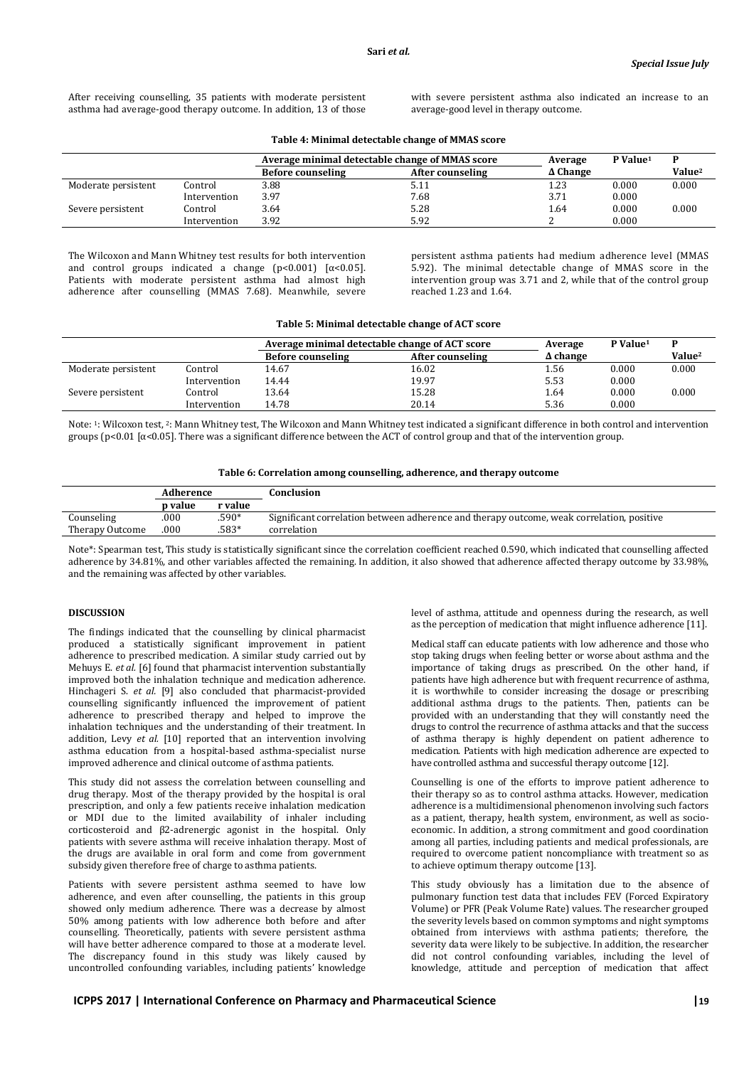After receiving counselling, 35 patients with moderate persistent asthma had average-good therapy outcome. In addition, 13 of those with severe persistent asthma also indicated an increase to an average-good level in therapy outcome.

**Table 4: Minimal detectable change of MMAS score**

| | | Average minimal detectable change of MMAS score | | Average | P Value[1] | P |
|---|---|---|---|---|---|---|
| | | Before counseling | After counseling | Δ Change | | Value[2] |
| Moderate persistent | Control | 3.88 | 5.11 | 1.23 | 0.000 | 0.000 |
| | Intervention | 3.97 | 7.68 | 3.71 | 0.000 | |
| Severe persistent | Control | 3.64 | 5.28 | 1.64 | 0.000 | 0.000 |
| | Intervention | 3.92 | 5.92 | 2 | 0.000 | |

The Wilcoxon and Mann Whitney test results for both intervention and control groups indicated a change ($p<0.001$) [$\alpha<0.05$]. Patients with moderate persistent asthma had almost high adherence after counselling (MMAS 7.68). Meanwhile, severe persistent asthma patients had medium adherence level (MMAS 5.92). The minimal detectable change of MMAS score in the intervention group was 3.71 and 2, while that of the control group reached 1.23 and 1.64.

**Table 5: Minimal detectable change of ACT score**

| | | Average minimal detectable change of ACT score | | Average | P Value[1] | P |
|---|---|---|---|---|---|---|
| | | Before counseling | After counseling | Δ change | | Value[2] |
| Moderate persistent | Control | 14.67 | 16.02 | 1.56 | 0.000 | 0.000 |
| | Intervention | 14.44 | 19.97 | 5.53 | 0.000 | |
| Severe persistent | Control | 13.64 | 15.28 | 1.64 | 0.000 | 0.000 |
| | Intervention | 14.78 | 20.14 | 5.36 | 0.000 | |

Note: [1]: Wilcoxon test, [2]: Mann Whitney test, The Wilcoxon and Mann Whitney test indicated a significant difference in both control and intervention groups ($p<0.01$ [$\alpha<0.05$]. There was a significant difference between the ACT of control group and that of the intervention group.

**Table 6: Correlation among counselling, adherence, and therapy outcome**

| | Adherence | | Conclusion |
|---|---|---|---|
| | p value | r value | |
| Counseling | .000 | .590* | Significant correlation between adherence and therapy outcome, weak correlation, positive |
| Therapy Outcome | .000 | .583* | correlation |

Note*: Spearman test, This study is statistically significant since the correlation coefficient reached 0.590, which indicated that counselling affected adherence by 34.81%, and other variables affected the remaining. In addition, it also showed that adherence affected therapy outcome by 33.98%, and the remaining was affected by other variables.

## DISCUSSION

The findings indicated that the counselling by clinical pharmacist produced a statistically significant improvement in patient adherence to prescribed medication. A similar study carried out by Mehuys E. *et al.* [6] found that pharmacist intervention substantially improved both the inhalation technique and medication adherence. Hinchageri S. *et al.* [9] also concluded that pharmacist-provided counselling significantly influenced the improvement of patient adherence to prescribed therapy and helped to improve the inhalation techniques and the understanding of their treatment. In addition, Levy *et al.* [10] reported that an intervention involving asthma education from a hospital-based asthma-specialist nurse improved adherence and clinical outcome of asthma patients.

This study did not assess the correlation between counselling and drug therapy. Most of the therapy provided by the hospital is oral prescription, and only a few patients receive inhalation medication or MDI due to the limited availability of inhaler including corticosteroid and β2-adrenergic agonist in the hospital. Only patients with severe asthma will receive inhalation therapy. Most of the drugs are available in oral form and come from government subsidy given therefore free of charge to asthma patients.

Patients with severe persistent asthma seemed to have low adherence, and even after counselling, the patients in this group showed only medium adherence. There was a decrease by almost 50% among patients with low adherence both before and after counselling. Theoretically, patients with severe persistent asthma will have better adherence compared to those at a moderate level. The discrepancy found in this study was likely caused by uncontrolled confounding variables, including patients' knowledge level of asthma, attitude and openness during the research, as well as the perception of medication that might influence adherence [11].

Medical staff can educate patients with low adherence and those who stop taking drugs when feeling better or worse about asthma and the importance of taking drugs as prescribed. On the other hand, if patients have high adherence but with frequent recurrence of asthma, it is worthwhile to consider increasing the dosage or prescribing additional asthma drugs to the patients. Then, patients can be provided with an understanding that they will constantly need the drugs to control the recurrence of asthma attacks and that the success of asthma therapy is highly dependent on patient adherence to medication. Patients with high medication adherence are expected to have controlled asthma and successful therapy outcome [12].

Counselling is one of the efforts to improve patient adherence to their therapy so as to control asthma attacks. However, medication adherence is a multidimensional phenomenon involving such factors as a patient, therapy, health system, environment, as well as socio-economic. In addition, a strong commitment and good coordination among all parties, including patients and medical professionals, are required to overcome patient noncompliance with treatment so as to achieve optimum therapy outcome [13].

This study obviously has a limitation due to the absence of pulmonary function test data that includes FEV (Forced Expiratory Volume) or PFR (Peak Volume Rate) values. The researcher grouped the severity levels based on common symptoms and night symptoms obtained from interviews with asthma patients; therefore, the severity data were likely to be subjective. In addition, the researcher did not control confounding variables, including the level of knowledge, attitude and perception of medication that affect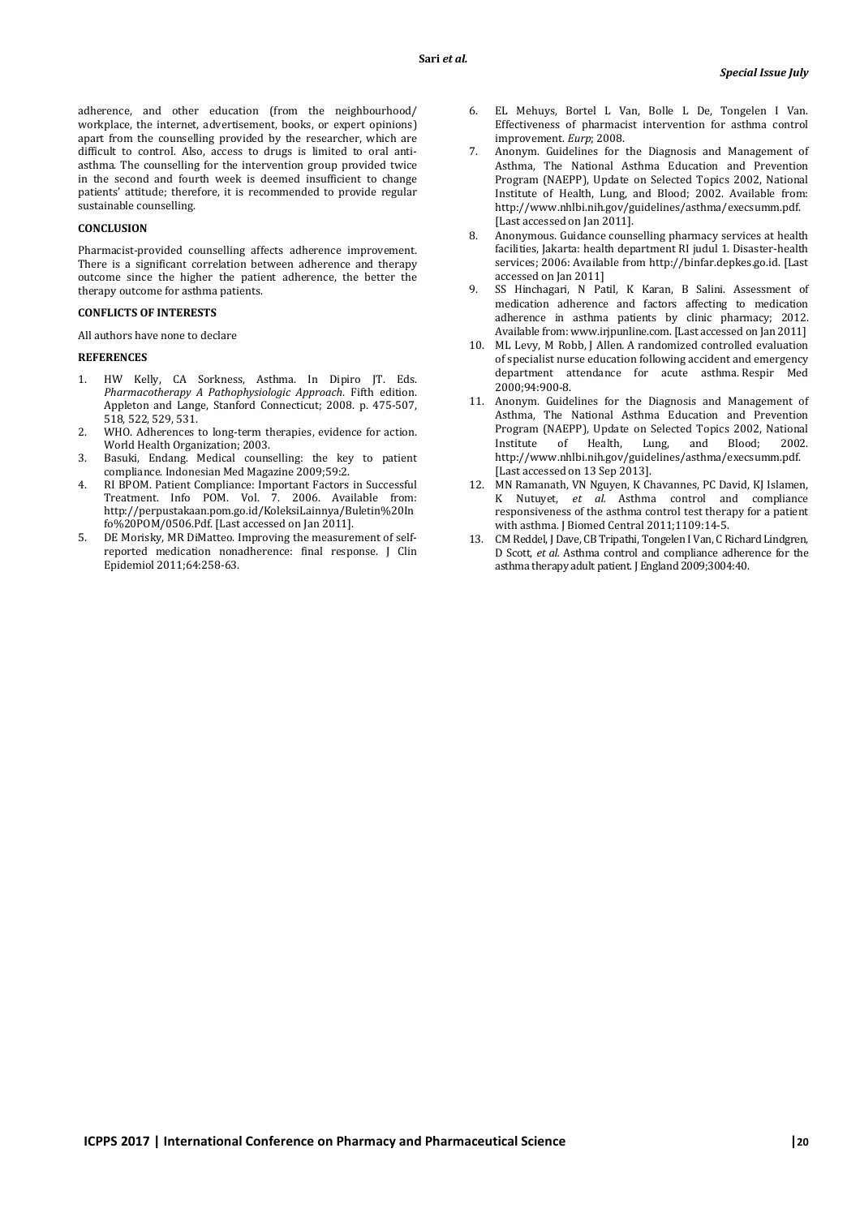adherence, and other education (from the neighbourhood/ workplace, the internet, advertisement, books, or expert opinions) apart from the counselling provided by the researcher, which are difficult to control. Also, access to drugs is limited to oral anti-asthma. The counselling for the intervention group provided twice in the second and fourth week is deemed insufficient to change patients' attitude; therefore, it is recommended to provide regular sustainable counselling.

## CONCLUSION

Pharmacist-provided counselling affects adherence improvement. There is a significant correlation between adherence and therapy outcome since the higher the patient adherence, the better the therapy outcome for asthma patients.

## CONFLICTS OF INTERESTS

All authors have none to declare

## REFERENCES

1. HW Kelly, CA Sorkness, Asthma. In Dipiro JT. Eds. *Pharmacotherapy A Pathophysiologic Approach*. Fifth edition. Appleton and Lange, Stanford Connecticut; 2008. p. 475-507, 518, 522, 529, 531.
2. WHO. Adherences to long-term therapies, evidence for action. World Health Organization; 2003.
3. Basuki, Endang. Medical counselling: the key to patient compliance. Indonesian Med Magazine 2009;59:2.
4. RI BPOM. Patient Compliance: Important Factors in Successful Treatment. Info POM. Vol. 7. 2006. Available from: http://perpustakaan.pom.go.id/KoleksiLainnya/Buletin%20Info%20POM/0506.Pdf. [Last accessed on Jan 2011].
5. DE Morisky, MR DiMatteo. Improving the measurement of self-reported medication nonadherence: final response. J Clin Epidemiol 2011;64:258-63.
6. EL Mehuys, Bortel L Van, Bolle L De, Tongelen I Van. Effectiveness of pharmacist intervention for asthma control improvement. *Eurp*; 2008.
7. Anonym. Guidelines for the Diagnosis and Management of Asthma, The National Asthma Education and Prevention Program (NAEPP), Update on Selected Topics 2002, National Institute of Health, Lung, and Blood; 2002. Available from: http://www.nhlbi.nih.gov/guidelines/asthma/execsumm.pdf. [Last accessed on Jan 2011].
8. Anonymous. Guidance counselling pharmacy services at health facilities, Jakarta: health department RI judul 1. Disaster-health services; 2006: Available from http://binfar.depkes.go.id. [Last accessed on Jan 2011]
9. SS Hinchagari, N Patil, K Karan, B Salini. Assessment of medication adherence and factors affecting to medication adherence in asthma patients by clinic pharmacy; 2012. Available from: www.irjpunline.com. [Last accessed on Jan 2011]
10. ML Levy, M Robb, J Allen. A randomized controlled evaluation of specialist nurse education following accident and emergency department attendance for acute asthma. Respir Med 2000;94:900-8.
11. Anonym. Guidelines for the Diagnosis and Management of Asthma, The National Asthma Education and Prevention Program (NAEPP), Update on Selected Topics 2002, National Institute of Health, Lung, and Blood; 2002. http://www.nhlbi.nih.gov/guidelines/asthma/execsumm.pdf. [Last accessed on 13 Sep 2013].
12. MN Ramanath, VN Nguyen, K Chavannes, PC David, KJ Islamen, K Nutuyet, *et al*. Asthma control and compliance responsiveness of the asthma control test therapy for a patient with asthma. J Biomed Central 2011;1109:14-5.
13. CM Reddel, J Dave, CB Tripathi, Tongelen I Van, C Richard Lindgren, D Scott, *et al*. Asthma control and compliance adherence for the asthma therapy adult patient. J England 2009;3004:40.